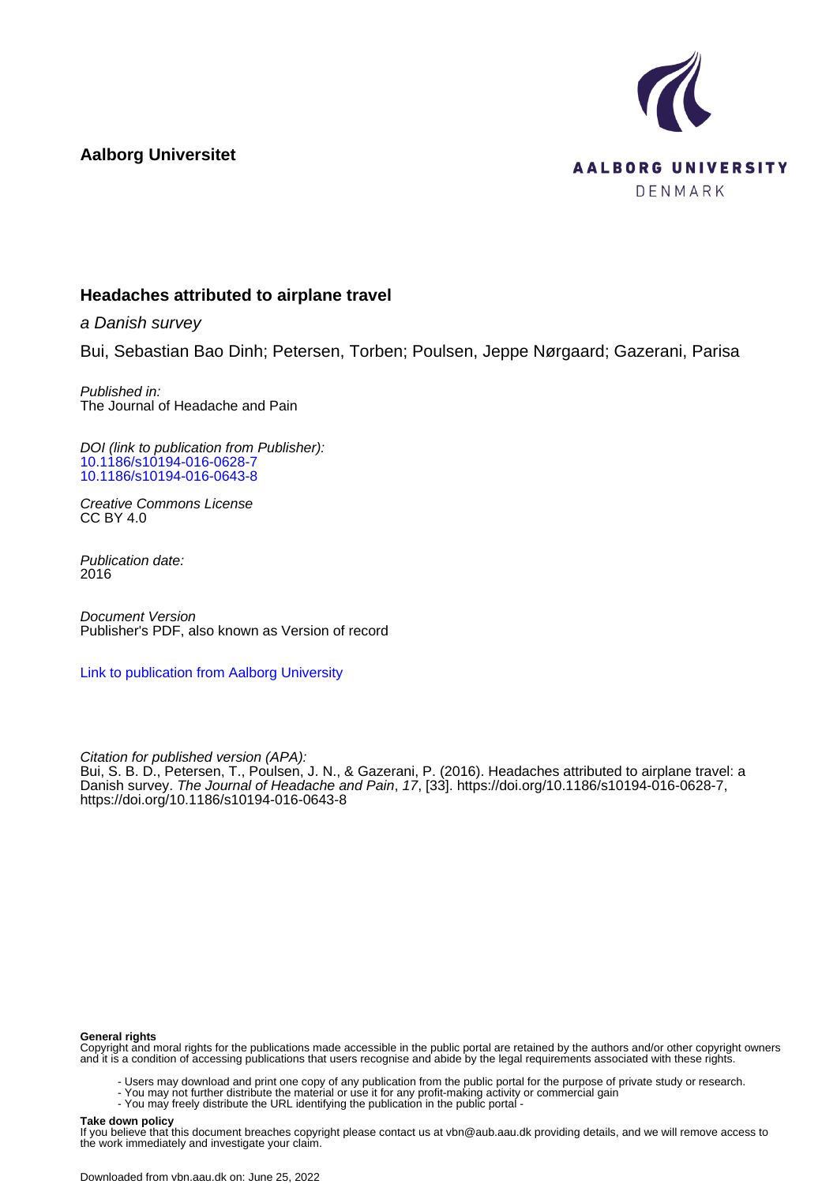**Aalborg Universitet**

AALBORG UNIVERSITY
DENMARK

## Headaches attributed to airplane travel

*a Danish survey*

Bui, Sebastian Bao Dinh; Petersen, Torben; Poulsen, Jeppe Nørgaard; Gazerani, Parisa

*Published in:*
The Journal of Headache and Pain

*DOI (link to publication from Publisher):*
10.1186/s10194-016-0628-7
10.1186/s10194-016-0643-8

*Creative Commons License*
CC BY 4.0

*Publication date:*
2016

*Document Version*
Publisher's PDF, also known as Version of record

Link to publication from Aalborg University

*Citation for published version (APA):*
Bui, S. B. D., Petersen, T., Poulsen, J. N., & Gazerani, P. (2016). Headaches attributed to airplane travel: a Danish survey. *The Journal of Headache and Pain*, *17*, [33]. https://doi.org/10.1186/s10194-016-0628-7, https://doi.org/10.1186/s10194-016-0643-8

**General rights**
Copyright and moral rights for the publications made accessible in the public portal are retained by the authors and/or other copyright owners and it is a condition of accessing publications that users recognise and abide by the legal requirements associated with these rights.

- Users may download and print one copy of any publication from the public portal for the purpose of private study or research.
- You may not further distribute the material or use it for any profit-making activity or commercial gain
- You may freely distribute the URL identifying the publication in the public portal -

**Take down policy**
If you believe that this document breaches copyright please contact us at vbn@aub.aau.dk providing details, and we will remove access to the work immediately and investigate your claim.

Downloaded from vbn.aau.dk on: June 25, 2022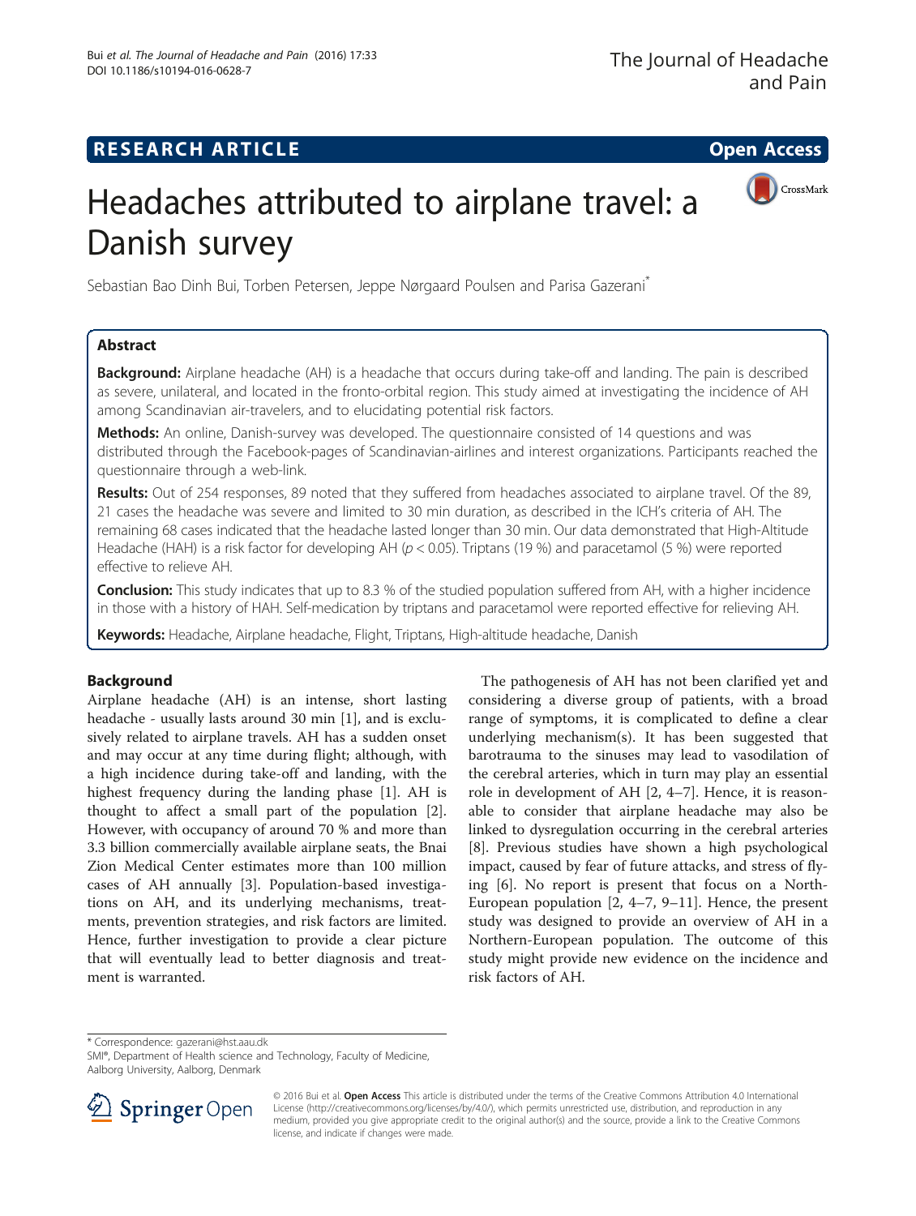# Headaches attributed to airplane travel: a Danish survey

Sebastian Bao Dinh Bui, Torben Petersen, Jeppe Nørgaard Poulsen and Parisa Gazerani*

## Abstract

**Background:** Airplane headache (AH) is a headache that occurs during take-off and landing. The pain is described as severe, unilateral, and located in the fronto-orbital region. This study aimed at investigating the incidence of AH among Scandinavian air-travelers, and to elucidating potential risk factors.

**Methods:** An online, Danish-survey was developed. The questionnaire consisted of 14 questions and was distributed through the Facebook-pages of Scandinavian-airlines and interest organizations. Participants reached the questionnaire through a web-link.

**Results:** Out of 254 responses, 89 noted that they suffered from headaches associated to airplane travel. Of the 89, 21 cases the headache was severe and limited to 30 min duration, as described in the ICH's criteria of AH. The remaining 68 cases indicated that the headache lasted longer than 30 min. Our data demonstrated that High-Altitude Headache (HAH) is a risk factor for developing AH ($p < 0.05$). Triptans (19 %) and paracetamol (5 %) were reported effective to relieve AH.

**Conclusion:** This study indicates that up to 8.3 % of the studied population suffered from AH, with a higher incidence in those with a history of HAH. Self-medication by triptans and paracetamol were reported effective for relieving AH.

**Keywords:** Headache, Airplane headache, Flight, Triptans, High-altitude headache, Danish

## Background

Airplane headache (AH) is an intense, short lasting headache - usually lasts around 30 min [1], and is exclusively related to airplane travels. AH has a sudden onset and may occur at any time during flight; although, with a high incidence during take-off and landing, with the highest frequency during the landing phase [1]. AH is thought to affect a small part of the population [2]. However, with occupancy of around 70 % and more than 3.3 billion commercially available airplane seats, the Bnai Zion Medical Center estimates more than 100 million cases of AH annually [3]. Population-based investigations on AH, and its underlying mechanisms, treatments, prevention strategies, and risk factors are limited. Hence, further investigation to provide a clear picture that will eventually lead to better diagnosis and treatment is warranted.

The pathogenesis of AH has not been clarified yet and considering a diverse group of patients, with a broad range of symptoms, it is complicated to define a clear underlying mechanism(s). It has been suggested that barotrauma to the sinuses may lead to vasodilation of the cerebral arteries, which in turn may play an essential role in development of AH [2, 4–7]. Hence, it is reasonable to consider that airplane headache may also be linked to dysregulation occurring in the cerebral arteries [8]. Previous studies have shown a high psychological impact, caused by fear of future attacks, and stress of flying [6]. No report is present that focus on a North-European population [2, 4–7, 9–11]. Hence, the present study was designed to provide an overview of AH in a Northern-European population. The outcome of this study might provide new evidence on the incidence and risk factors of AH.

\* Correspondence: gazerani@hst.aau.dk
SMI®, Department of Health science and Technology, Faculty of Medicine, Aalborg University, Aalborg, Denmark

© 2016 Bui et al. **Open Access** This article is distributed under the terms of the Creative Commons Attribution 4.0 International License (http://creativecommons.org/licenses/by/4.0/), which permits unrestricted use, distribution, and reproduction in any medium, provided you give appropriate credit to the original author(s) and the source, provide a link to the Creative Commons license, and indicate if changes were made.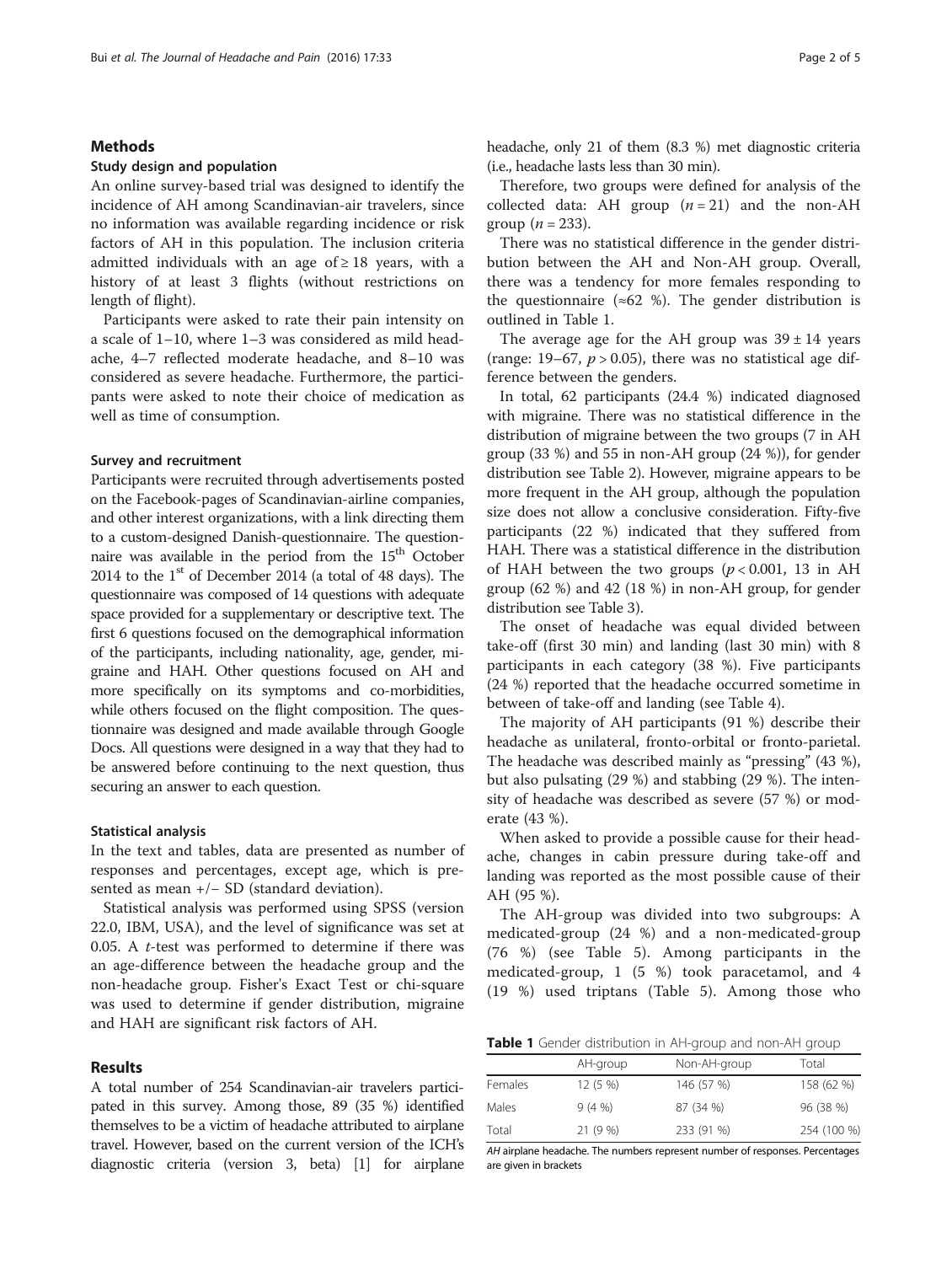## Methods

### Study design and population

An online survey-based trial was designed to identify the incidence of AH among Scandinavian-air travelers, since no information was available regarding incidence or risk factors of AH in this population. The inclusion criteria admitted individuals with an age of ≥ 18 years, with a history of at least 3 flights (without restrictions on length of flight).

Participants were asked to rate their pain intensity on a scale of 1–10, where 1–3 was considered as mild headache, 4–7 reflected moderate headache, and 8–10 was considered as severe headache. Furthermore, the participants were asked to note their choice of medication as well as time of consumption.

### Survey and recruitment

Participants were recruited through advertisements posted on the Facebook-pages of Scandinavian-airline companies, and other interest organizations, with a link directing them to a custom-designed Danish-questionnaire. The questionnaire was available in the period from the 15th October 2014 to the 1st of December 2014 (a total of 48 days). The questionnaire was composed of 14 questions with adequate space provided for a supplementary or descriptive text. The first 6 questions focused on the demographical information of the participants, including nationality, age, gender, migraine and HAH. Other questions focused on AH and more specifically on its symptoms and co-morbidities, while others focused on the flight composition. The questionnaire was designed and made available through Google Docs. All questions were designed in a way that they had to be answered before continuing to the next question, thus securing an answer to each question.

### Statistical analysis

In the text and tables, data are presented as number of responses and percentages, except age, which is presented as mean +/− SD (standard deviation).

Statistical analysis was performed using SPSS (version 22.0, IBM, USA), and the level of significance was set at 0.05. A *t*-test was performed to determine if there was an age-difference between the headache group and the non-headache group. Fisher's Exact Test or chi-square was used to determine if gender distribution, migraine and HAH are significant risk factors of AH.

## Results

A total number of 254 Scandinavian-air travelers participated in this survey. Among those, 89 (35 %) identified themselves to be a victim of headache attributed to airplane travel. However, based on the current version of the ICH's diagnostic criteria (version 3, beta) [1] for airplane headache, only 21 of them (8.3 %) met diagnostic criteria (i.e., headache lasts less than 30 min).

Therefore, two groups were defined for analysis of the collected data: AH group ($n = 21$) and the non-AH group ($n = 233$).

There was no statistical difference in the gender distribution between the AH and Non-AH group. Overall, there was a tendency for more females responding to the questionnaire (≈62 %). The gender distribution is outlined in Table 1.

The average age for the AH group was 39 ± 14 years (range: 19–67, $p > 0.05$), there was no statistical age difference between the genders.

In total, 62 participants (24.4 %) indicated diagnosed with migraine. There was no statistical difference in the distribution of migraine between the two groups (7 in AH group (33 %) and 55 in non-AH group (24 %)), for gender distribution see Table 2). However, migraine appears to be more frequent in the AH group, although the population size does not allow a conclusive consideration. Fifty-five participants (22 %) indicated that they suffered from HAH. There was a statistical difference in the distribution of HAH between the two groups ($p < 0.001$, 13 in AH group (62 %) and 42 (18 %) in non-AH group, for gender distribution see Table 3).

The onset of headache was equal divided between take-off (first 30 min) and landing (last 30 min) with 8 participants in each category (38 %). Five participants (24 %) reported that the headache occurred sometime in between of take-off and landing (see Table 4).

The majority of AH participants (91 %) describe their headache as unilateral, fronto-orbital or fronto-parietal. The headache was described mainly as "pressing" (43 %), but also pulsating (29 %) and stabbing (29 %). The intensity of headache was described as severe (57 %) or moderate (43 %).

When asked to provide a possible cause for their headache, changes in cabin pressure during take-off and landing was reported as the most possible cause of their AH (95 %).

The AH-group was divided into two subgroups: A medicated-group (24 %) and a non-medicated-group (76 %) (see Table 5). Among participants in the medicated-group, 1 (5 %) took paracetamol, and 4 (19 %) used triptans (Table 5). Among those who

**Table 1** Gender distribution in AH-group and non-AH group

| | AH-group | Non-AH-group | Total |
|---|---|---|---|
| Females | 12 (5 %) | 146 (57 %) | 158 (62 %) |
| Males | 9 (4 %) | 87 (34 %) | 96 (38 %) |
| Total | 21 (9 %) | 233 (91 %) | 254 (100 %) |

*AH* airplane headache. The numbers represent number of responses. Percentages are given in brackets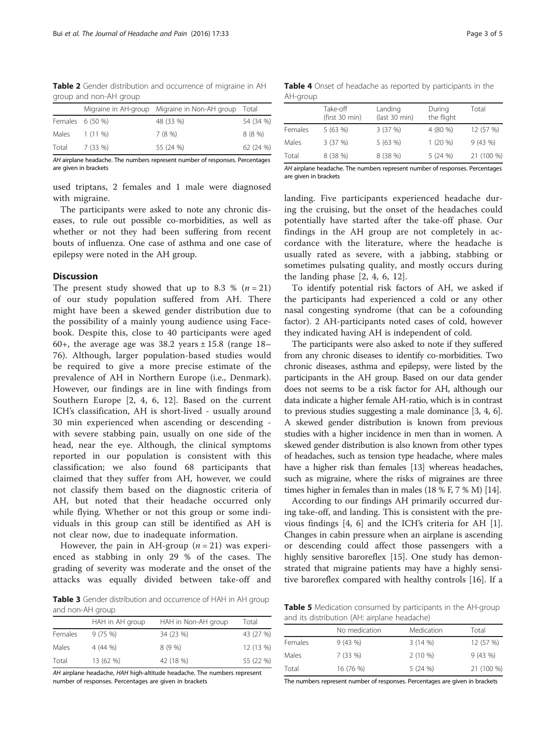**Table 2** Gender distribution and occurrence of migraine in AH group and non-AH group

| | Migraine in AH-group | Migraine in Non-AH group | Total |
|---|---|---|---|
| Females | 6 (50 %) | 48 (33 %) | 54 (34 %) |
| Males | 1 (11 %) | 7 (8 %) | 8 (8 %) |
| Total | 7 (33 %) | 55 (24 %) | 62 (24 %) |

*AH* airplane headache. The numbers represent number of responses. Percentages are given in brackets

used triptans, 2 females and 1 male were diagnosed with migraine.

The participants were asked to note any chronic diseases, to rule out possible co-morbidities, as well as whether or not they had been suffering from recent bouts of influenza. One case of asthma and one case of epilepsy were noted in the AH group.

## Discussion

The present study showed that up to 8.3 % ($n = 21$) of our study population suffered from AH. There might have been a skewed gender distribution due to the possibility of a mainly young audience using Facebook. Despite this, close to 40 participants were aged 60+, the average age was 38.2 years ± 15.8 (range 18–76). Although, larger population-based studies would be required to give a more precise estimate of the prevalence of AH in Northern Europe (i.e., Denmark). However, our findings are in line with findings from Southern Europe [2, 4, 6, 12]. Based on the current ICH's classification, AH is short-lived - usually around 30 min experienced when ascending or descending - with severe stabbing pain, usually on one side of the head, near the eye. Although, the clinical symptoms reported in our population is consistent with this classification; we also found 68 participants that claimed that they suffer from AH, however, we could not classify them based on the diagnostic criteria of AH, but noted that their headache occurred only while flying. Whether or not this group or some individuals in this group can still be identified as AH is not clear now, due to inadequate information.

However, the pain in AH-group ($n = 21$) was experienced as stabbing in only 29 % of the cases. The grading of severity was moderate and the onset of the attacks was equally divided between take-off and landing. Five participants experienced headache during the cruising, but the onset of the headaches could potentially have started after the take-off phase. Our findings in the AH group are not completely in accordance with the literature, where the headache is usually rated as severe, with a jabbing, stabbing or sometimes pulsating quality, and mostly occurs during the landing phase [2, 4, 6, 12].

**Table 3** Gender distribution and occurrence of HAH in AH group and non-AH group

| | HAH in AH group | HAH in Non-AH group | Total |
|---|---|---|---|
| Females | 9 (75 %) | 34 (23 %) | 43 (27 %) |
| Males | 4 (44 %) | 8 (9 %) | 12 (13 %) |
| Total | 13 (62 %) | 42 (18 %) | 55 (22 %) |

*AH* airplane headache, *HAH* high-altitude headache. The numbers represent number of responses. Percentages are given in brackets

**Table 4** Onset of headache as reported by participants in the AH-group

| | Take-off (first 30 min) | Landing (last 30 min) | During the flight | Total |
|---|---|---|---|---|
| Females | 5 (63 %) | 3 (37 %) | 4 (80 %) | 12 (57 %) |
| Males | 3 (37 %) | 5 (63 %) | 1 (20 %) | 9 (43 %) |
| Total | 8 (38 %) | 8 (38 %) | 5 (24 %) | 21 (100 %) |

*AH* airplane headache. The numbers represent number of responses. Percentages are given in brackets

To identify potential risk factors of AH, we asked if the participants had experienced a cold or any other nasal congesting syndrome (that can be a cofounding factor). 2 AH-participants noted cases of cold, however they indicated having AH is independent of cold.

The participants were also asked to note if they suffered from any chronic diseases to identify co-morbidities. Two chronic diseases, asthma and epilepsy, were listed by the participants in the AH group. Based on our data gender does not seems to be a risk factor for AH, although our data indicate a higher female AH-ratio, which is in contrast to previous studies suggesting a male dominance [3, 4, 6]. A skewed gender distribution is known from previous studies with a higher incidence in men than in women. A skewed gender distribution is also known from other types of headaches, such as tension type headache, where males have a higher risk than females [13] whereas headaches, such as migraine, where the risks of migraines are three times higher in females than in males (18 % F, 7 % M) [14].

According to our findings AH primarily occurred during take-off, and landing. This is consistent with the previous findings [4, 6] and the ICH's criteria for AH [1]. Changes in cabin pressure when an airplane is ascending or descending could affect those passengers with a highly sensitive baroreflex [15]. One study has demonstrated that migraine patients may have a highly sensitive baroreflex compared with healthy controls [16]. If a

**Table 5** Medication consumed by participants in the AH-group and its distribution (AH: airplane headache)

| | No medication | Medication | Total |
|---|---|---|---|
| Females | 9 (43 %) | 3 (14 %) | 12 (57 %) |
| Males | 7 (33 %) | 2 (10 %) | 9 (43 %) |
| Total | 16 (76 %) | 5 (24 %) | 21 (100 %) |

The numbers represent number of responses. Percentages are given in brackets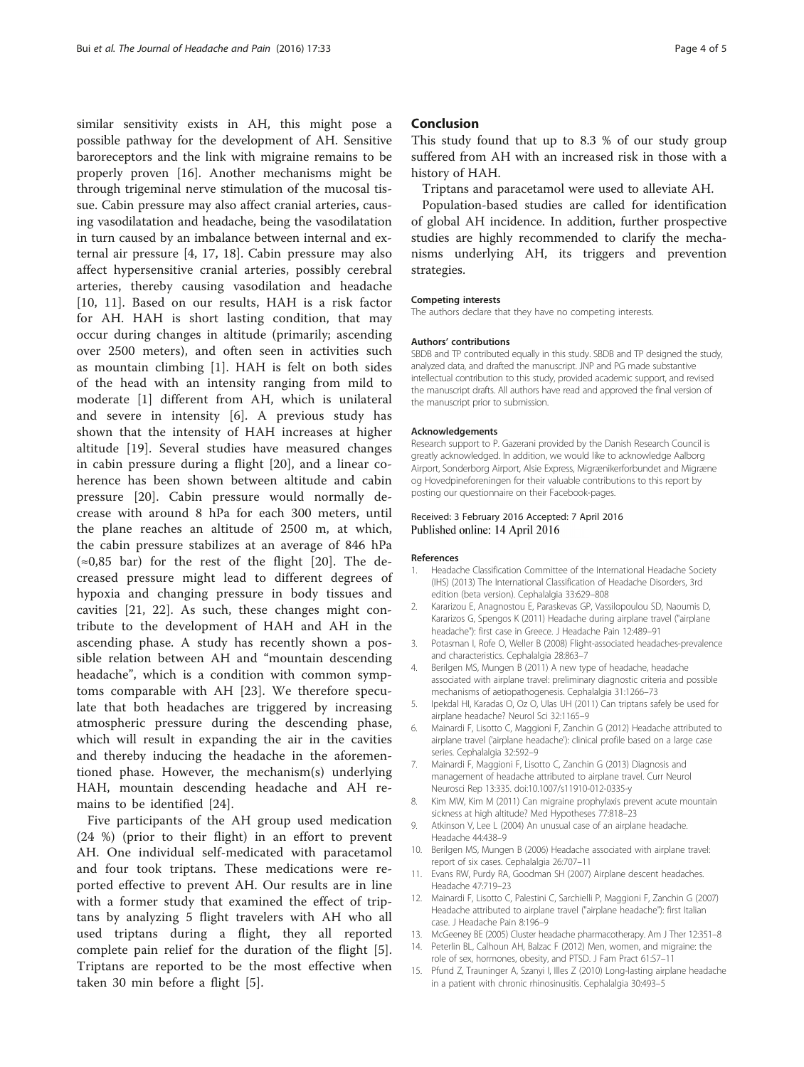similar sensitivity exists in AH, this might pose a possible pathway for the development of AH. Sensitive baroreceptors and the link with migraine remains to be properly proven [16]. Another mechanisms might be through trigeminal nerve stimulation of the mucosal tissue. Cabin pressure may also affect cranial arteries, causing vasodilatation and headache, being the vasodilatation in turn caused by an imbalance between internal and external air pressure [4, 17, 18]. Cabin pressure may also affect hypersensitive cranial arteries, possibly cerebral arteries, thereby causing vasodilation and headache [10, 11]. Based on our results, HAH is a risk factor for AH. HAH is short lasting condition, that may occur during changes in altitude (primarily; ascending over 2500 meters), and often seen in activities such as mountain climbing [1]. HAH is felt on both sides of the head with an intensity ranging from mild to moderate [1] different from AH, which is unilateral and severe in intensity [6]. A previous study has shown that the intensity of HAH increases at higher altitude [19]. Several studies have measured changes in cabin pressure during a flight [20], and a linear coherence has been shown between altitude and cabin pressure [20]. Cabin pressure would normally decrease with around 8 hPa for each 300 meters, until the plane reaches an altitude of 2500 m, at which, the cabin pressure stabilizes at an average of 846 hPa (≈0,85 bar) for the rest of the flight [20]. The decreased pressure might lead to different degrees of hypoxia and changing pressure in body tissues and cavities [21, 22]. As such, these changes might contribute to the development of HAH and AH in the ascending phase. A study has recently shown a possible relation between AH and "mountain descending headache", which is a condition with common symptoms comparable with AH [23]. We therefore speculate that both headaches are triggered by increasing atmospheric pressure during the descending phase, which will result in expanding the air in the cavities and thereby inducing the headache in the aforementioned phase. However, the mechanism(s) underlying HAH, mountain descending headache and AH remains to be identified [24].

Five participants of the AH group used medication (24 %) (prior to their flight) in an effort to prevent AH. One individual self-medicated with paracetamol and four took triptans. These medications were reported effective to prevent AH. Our results are in line with a former study that examined the effect of triptans by analyzing 5 flight travelers with AH who all used triptans during a flight, they all reported complete pain relief for the duration of the flight [5]. Triptans are reported to be the most effective when taken 30 min before a flight [5].

## Conclusion

This study found that up to 8.3 % of our study group suffered from AH with an increased risk in those with a history of HAH.

Triptans and paracetamol were used to alleviate AH.

Population-based studies are called for identification of global AH incidence. In addition, further prospective studies are highly recommended to clarify the mechanisms underlying AH, its triggers and prevention strategies.

#### Competing interests

The authors declare that they have no competing interests.

#### Authors' contributions

SBDB and TP contributed equally in this study. SBDB and TP designed the study, analyzed data, and drafted the manuscript. JNP and PG made substantive intellectual contribution to this study, provided academic support, and revised the manuscript drafts. All authors have read and approved the final version of the manuscript prior to submission.

#### Acknowledgements

Research support to P. Gazerani provided by the Danish Research Council is greatly acknowledged. In addition, we would like to acknowledge Aalborg Airport, Sonderborg Airport, Alsie Express, Migrænikerforbundet and Migræne og Hovedpineforeningen for their valuable contributions to this report by posting our questionnaire on their Facebook-pages.

Received: 3 February 2016 Accepted: 7 April 2016
Published online: 14 April 2016

#### References

1. Headache Classification Committee of the International Headache Society (IHS) (2013) The International Classification of Headache Disorders, 3rd edition (beta version). Cephalalgia 33:629–808
2. Kararizou E, Anagnostou E, Paraskevas GP, Vassilopoulou SD, Naoumis D, Kararizos G, Spengos K (2011) Headache during airplane travel ("airplane headache"): first case in Greece. J Headache Pain 12:489–91
3. Potasman I, Rofe O, Weller B (2008) Flight-associated headaches-prevalence and characteristics. Cephalalgia 28:863–7
4. Berilgen MS, Mungen B (2011) A new type of headache, headache associated with airplane travel: preliminary diagnostic criteria and possible mechanisms of aetiopathogenesis. Cephalalgia 31:1266–73
5. Ipekdal HI, Karadas O, Oz O, Ulas UH (2011) Can triptans safely be used for airplane headache? Neurol Sci 32:1165–9
6. Mainardi F, Lisotto C, Maggioni F, Zanchin G (2012) Headache attributed to airplane travel ('airplane headache'): clinical profile based on a large case series. Cephalalgia 32:592–9
7. Mainardi F, Maggioni F, Lisotto C, Zanchin G (2013) Diagnosis and management of headache attributed to airplane travel. Curr Neurol Neurosci Rep 13:335. doi:10.1007/s11910-012-0335-y
8. Kim MW, Kim M (2011) Can migraine prophylaxis prevent acute mountain sickness at high altitude? Med Hypotheses 77:818–23
9. Atkinson V, Lee L (2004) An unusual case of an airplane headache. Headache 44:438–9
10. Berilgen MS, Mungen B (2006) Headache associated with airplane travel: report of six cases. Cephalalgia 26:707–11
11. Evans RW, Purdy RA, Goodman SH (2007) Airplane descent headaches. Headache 47:719–23
12. Mainardi F, Lisotto C, Palestini C, Sarchielli P, Maggioni F, Zanchin G (2007) Headache attributed to airplane travel ("airplane headache"): first Italian case. J Headache Pain 8:196–9
13. McGeeney BE (2005) Cluster headache pharmacotherapy. Am J Ther 12:351–8
14. Peterlin BL, Calhoun AH, Balzac F (2012) Men, women, and migraine: the role of sex, hormones, obesity, and PTSD. J Fam Pract 61:S7–11
15. Pfund Z, Trauninger A, Szanyi I, Illes Z (2010) Long-lasting airplane headache in a patient with chronic rhinosinusitis. Cephalalgia 30:493–5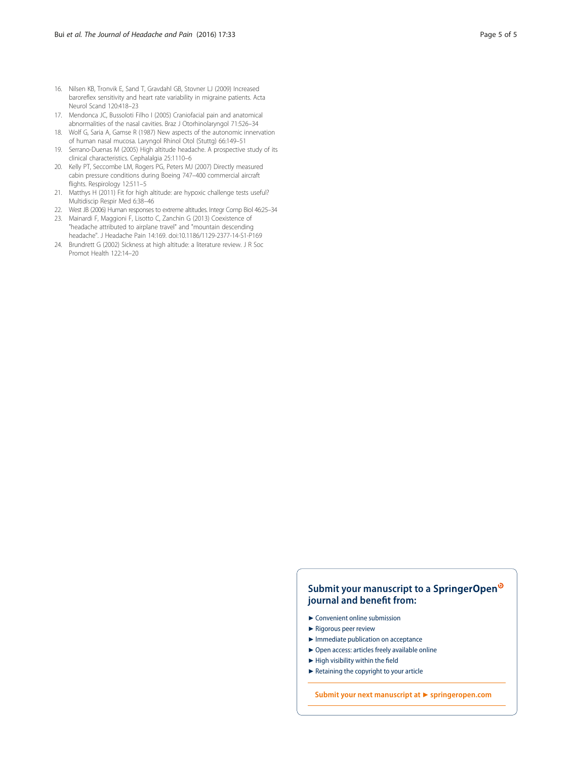16. Nilsen KB, Tronvik E, Sand T, Gravdahl GB, Stovner LJ (2009) Increased baroreflex sensitivity and heart rate variability in migraine patients. Acta Neurol Scand 120:418–23
17. Mendonca JC, Bussoloti Filho I (2005) Craniofacial pain and anatomical abnormalities of the nasal cavities. Braz J Otorhinolaryngol 71:526–34
18. Wolf G, Saria A, Gamse R (1987) New aspects of the autonomic innervation of human nasal mucosa. Laryngol Rhinol Otol (Stuttg) 66:149–51
19. Serrano-Duenas M (2005) High altitude headache. A prospective study of its clinical characteristics. Cephalalgia 25:1110–6
20. Kelly PT, Seccombe LM, Rogers PG, Peters MJ (2007) Directly measured cabin pressure conditions during Boeing 747–400 commercial aircraft flights. Respirology 12:511–5
21. Matthys H (2011) Fit for high altitude: are hypoxic challenge tests useful? Multidiscip Respir Med 6:38–46
22. West JB (2006) Human responses to extreme altitudes. Integr Comp Biol 46:25–34
23. Mainardi F, Maggioni F, Lisotto C, Zanchin G (2013) Coexistence of "headache attributed to airplane travel" and "mountain descending headache". J Headache Pain 14:169. doi:10.1186/1129-2377-14-S1-P169
24. Brundrett G (2002) Sickness at high altitude: a literature review. J R Soc Promot Health 122:14–20

**Submit your manuscript to a SpringerOpen journal and benefit from:**

- ► Convenient online submission
- ► Rigorous peer review
- ► Immediate publication on acceptance
- ► Open access: articles freely available online
- ► High visibility within the field
- ► Retaining the copyright to your article

**Submit your next manuscript at ► springeropen.com**